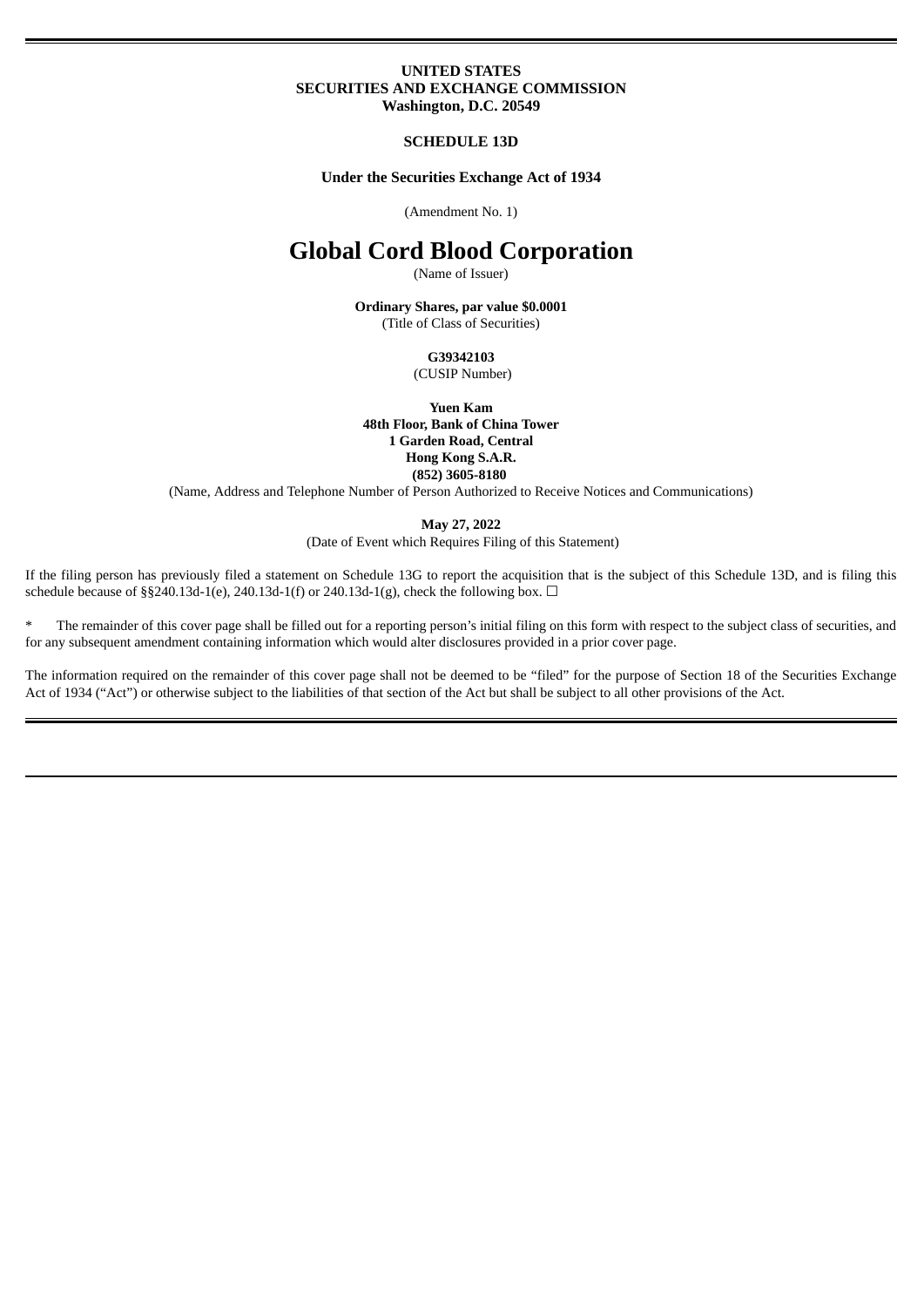**UNITED STATES**
**SECURITIES AND EXCHANGE COMMISSION**
**Washington, D.C. 20549**

**SCHEDULE 13D**

**Under the Securities Exchange Act of 1934**

(Amendment No. 1)

# Global Cord Blood Corporation

(Name of Issuer)

**Ordinary Shares, par value $0.0001**
(Title of Class of Securities)

**G39342103**
(CUSIP Number)

**Yuen Kam**
**48th Floor, Bank of China Tower**
**1 Garden Road, Central**
**Hong Kong S.A.R.**
**(852) 3605-8180**
(Name, Address and Telephone Number of Person Authorized to Receive Notices and Communications)

**May 27, 2022**
(Date of Event which Requires Filing of this Statement)

If the filing person has previously filed a statement on Schedule 13G to report the acquisition that is the subject of this Schedule 13D, and is filing this schedule because of §§240.13d-1(e), 240.13d-1(f) or 240.13d-1(g), check the following box. ☐

\* The remainder of this cover page shall be filled out for a reporting person's initial filing on this form with respect to the subject class of securities, and for any subsequent amendment containing information which would alter disclosures provided in a prior cover page.

The information required on the remainder of this cover page shall not be deemed to be "filed" for the purpose of Section 18 of the Securities Exchange Act of 1934 ("Act") or otherwise subject to the liabilities of that section of the Act but shall be subject to all other provisions of the Act.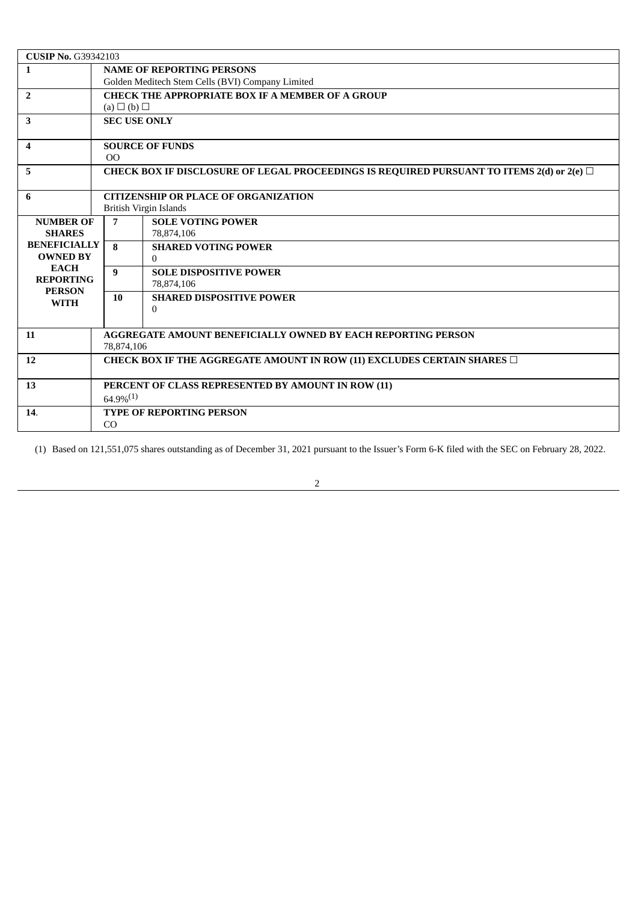**CUSIP No.** G39342103

| | | | |
|---|---|---|---|
| 1 | **NAME OF REPORTING PERSONS**<br>Golden Meditech Stem Cells (BVI) Company Limited | | |
| 2 | **CHECK THE APPROPRIATE BOX IF A MEMBER OF A GROUP**<br>(a) ☐ (b) ☐ | | |
| 3 | **SEC USE ONLY** | | |
| 4 | **SOURCE OF FUNDS**<br>OO | | |
| 5 | **CHECK BOX IF DISCLOSURE OF LEGAL PROCEEDINGS IS REQUIRED PURSUANT TO ITEMS 2(d) or 2(e)** ☐ | | |
| 6 | **CITIZENSHIP OR PLACE OF ORGANIZATION**<br>British Virgin Islands | | |
| **NUMBER OF SHARES BENEFICIALLY OWNED BY EACH REPORTING PERSON WITH** | 7 | **SOLE VOTING POWER**<br>78,874,106 | |
| | 8 | **SHARED VOTING POWER**<br>0 | |
| | 9 | **SOLE DISPOSITIVE POWER**<br>78,874,106 | |
| | 10 | **SHARED DISPOSITIVE POWER**<br>0 | |
| 11 | **AGGREGATE AMOUNT BENEFICIALLY OWNED BY EACH REPORTING PERSON**<br>78,874,106 | | |
| 12 | **CHECK BOX IF THE AGGREGATE AMOUNT IN ROW (11) EXCLUDES CERTAIN SHARES** ☐ | | |
| 13 | **PERCENT OF CLASS REPRESENTED BY AMOUNT IN ROW (11)**<br>64.9%(1) | | |
| 14. | **TYPE OF REPORTING PERSON**<br>CO | | |

(1) Based on 121,551,075 shares outstanding as of December 31, 2021 pursuant to the Issuer's Form 6-K filed with the SEC on February 28, 2022.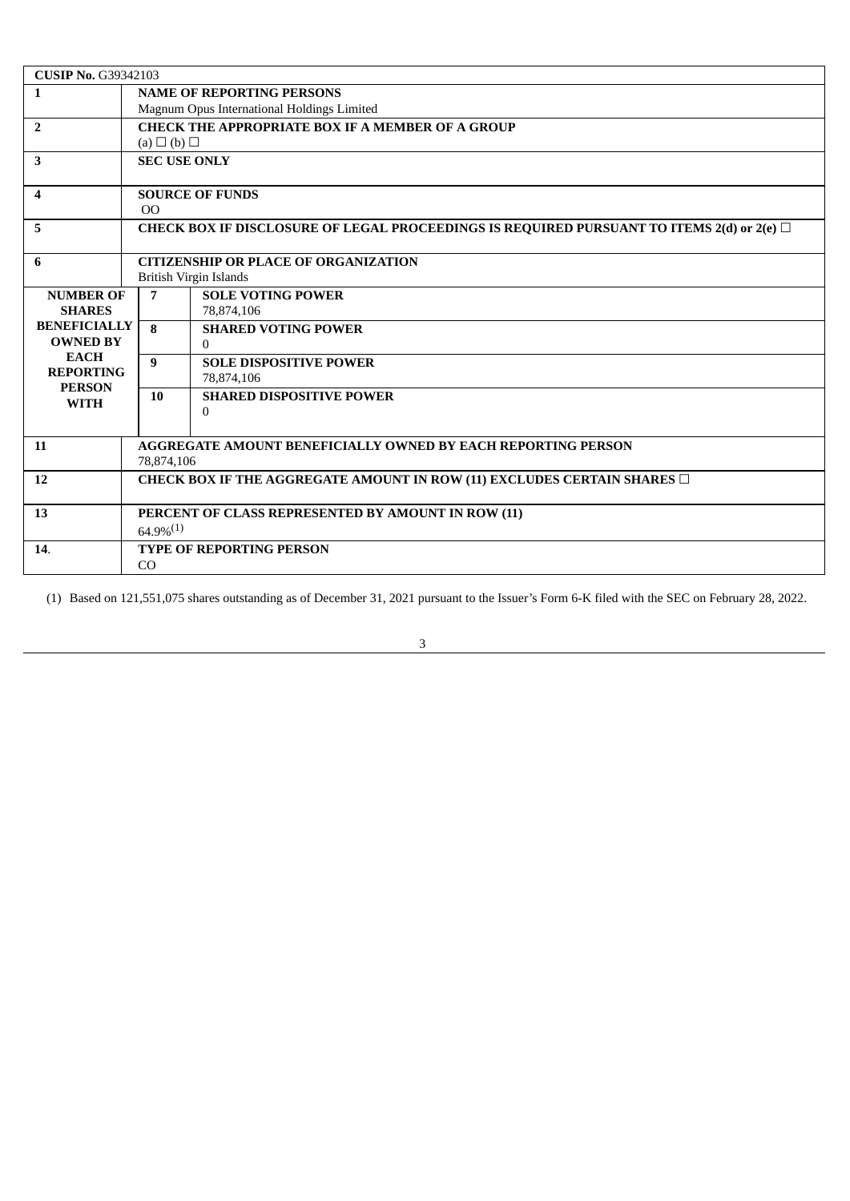| **CUSIP No.** G39342103 | | | |
|---|---|---|---|
| **1** | **NAME OF REPORTING PERSONS**<br>Magnum Opus International Holdings Limited | | |
| **2** | **CHECK THE APPROPRIATE BOX IF A MEMBER OF A GROUP**<br>(a) ☐ (b) ☐ | | |
| **3** | **SEC USE ONLY** | | |
| **4** | **SOURCE OF FUNDS**<br>OO | | |
| **5** | **CHECK BOX IF DISCLOSURE OF LEGAL PROCEEDINGS IS REQUIRED PURSUANT TO ITEMS 2(d) or 2(e)** ☐ | | |
| **6** | **CITIZENSHIP OR PLACE OF ORGANIZATION**<br>British Virgin Islands | | |
| **NUMBER OF SHARES BENEFICIALLY OWNED BY EACH REPORTING PERSON WITH** | **7** | **SOLE VOTING POWER**<br>78,874,106 | |
| | **8** | **SHARED VOTING POWER**<br>0 | |
| | **9** | **SOLE DISPOSITIVE POWER**<br>78,874,106 | |
| | **10** | **SHARED DISPOSITIVE POWER**<br>0 | |
| **11** | **AGGREGATE AMOUNT BENEFICIALLY OWNED BY EACH REPORTING PERSON**<br>78,874,106 | | |
| **12** | **CHECK BOX IF THE AGGREGATE AMOUNT IN ROW (11) EXCLUDES CERTAIN SHARES** ☐ | | |
| **13** | **PERCENT OF CLASS REPRESENTED BY AMOUNT IN ROW (11)**<br>64.9%(1) | | |
| **14**. | **TYPE OF REPORTING PERSON**<br>CO | | |

(1) Based on 121,551,075 shares outstanding as of December 31, 2021 pursuant to the Issuer's Form 6-K filed with the SEC on February 28, 2022.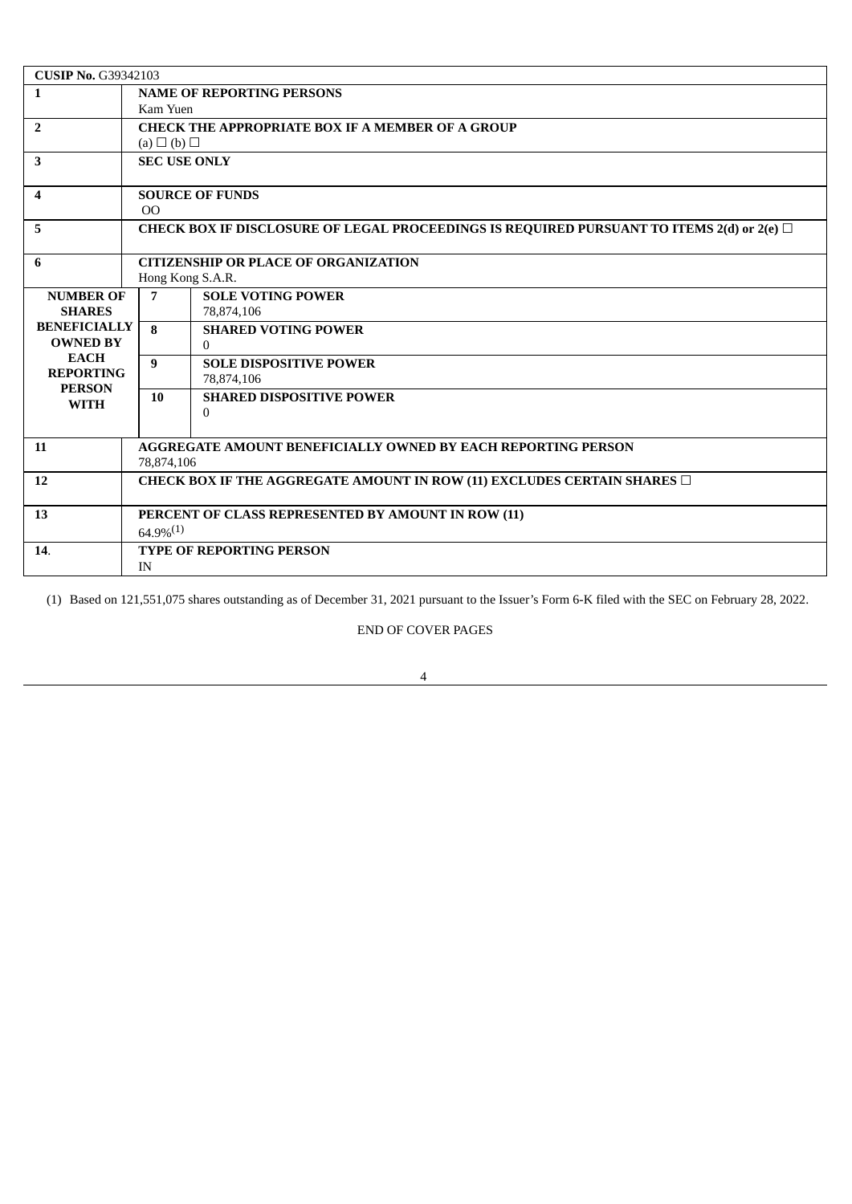| **CUSIP No.** G39342103 | | | |
|---|---|---|---|
| **1** | **NAME OF REPORTING PERSONS**<br>Kam Yuen | | |
| **2** | **CHECK THE APPROPRIATE BOX IF A MEMBER OF A GROUP**<br>(a) ☐ (b) ☐ | | |
| **3** | **SEC USE ONLY** | | |
| **4** | **SOURCE OF FUNDS**<br>OO | | |
| **5** | **CHECK BOX IF DISCLOSURE OF LEGAL PROCEEDINGS IS REQUIRED PURSUANT TO ITEMS 2(d) or 2(e)** ☐ | | |
| **6** | **CITIZENSHIP OR PLACE OF ORGANIZATION**<br>Hong Kong S.A.R. | | |
| **NUMBER OF SHARES BENEFICIALLY OWNED BY EACH REPORTING PERSON WITH** | **7** | **SOLE VOTING POWER**<br>78,874,106 | |
| | **8** | **SHARED VOTING POWER**<br>0 | |
| | **9** | **SOLE DISPOSITIVE POWER**<br>78,874,106 | |
| | **10** | **SHARED DISPOSITIVE POWER**<br>0 | |
| **11** | **AGGREGATE AMOUNT BENEFICIALLY OWNED BY EACH REPORTING PERSON**<br>78,874,106 | | |
| **12** | **CHECK BOX IF THE AGGREGATE AMOUNT IN ROW (11) EXCLUDES CERTAIN SHARES** ☐ | | |
| **13** | **PERCENT OF CLASS REPRESENTED BY AMOUNT IN ROW (11)**<br>64.9%(1) | | |
| **14**. | **TYPE OF REPORTING PERSON**<br>IN | | |

(1) Based on 121,551,075 shares outstanding as of December 31, 2021 pursuant to the Issuer's Form 6-K filed with the SEC on February 28, 2022.

END OF COVER PAGES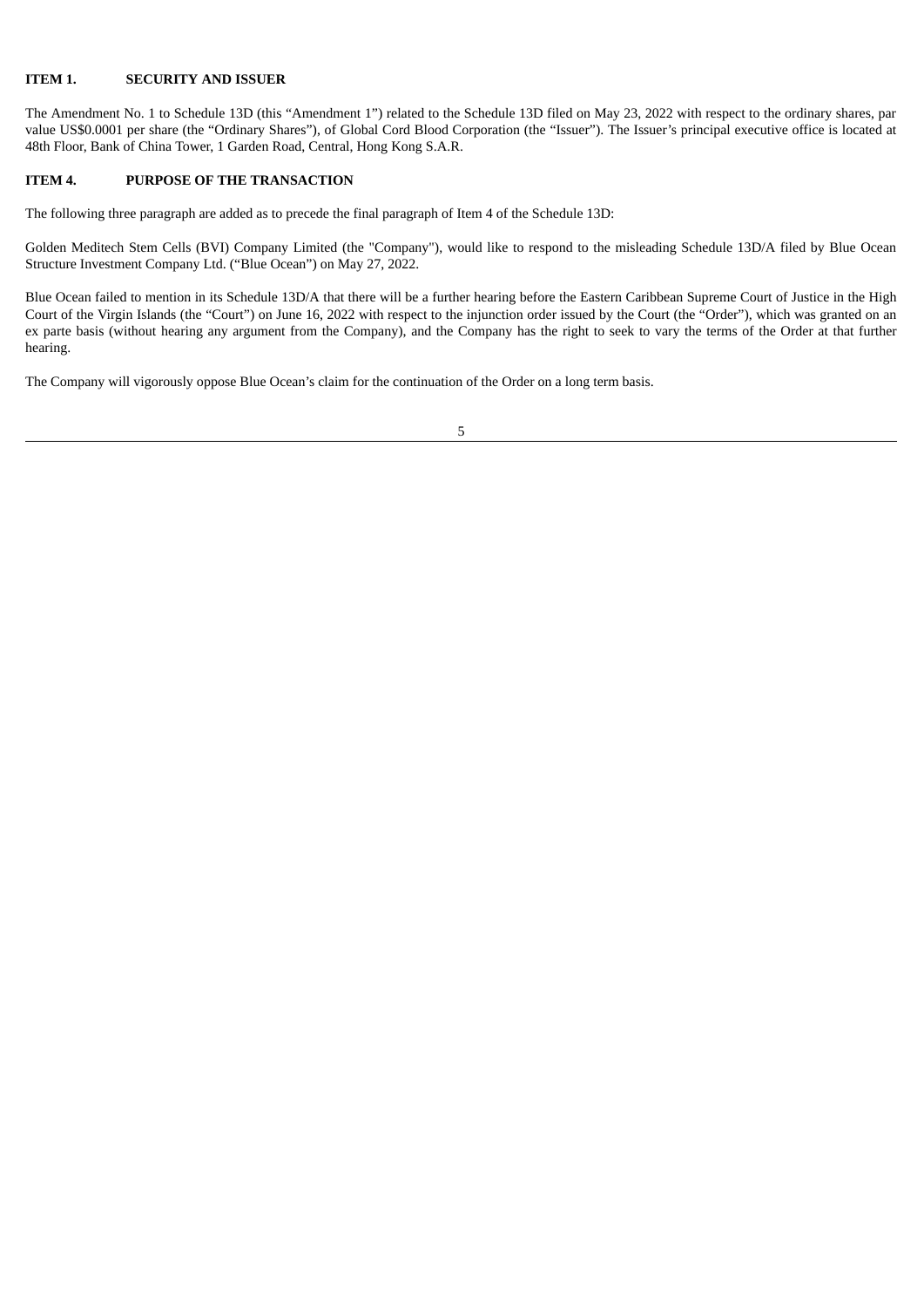**ITEM 1. SECURITY AND ISSUER**

The Amendment No. 1 to Schedule 13D (this "Amendment 1") related to the Schedule 13D filed on May 23, 2022 with respect to the ordinary shares, par value US$0.0001 per share (the "Ordinary Shares"), of Global Cord Blood Corporation (the "Issuer"). The Issuer's principal executive office is located at 48th Floor, Bank of China Tower, 1 Garden Road, Central, Hong Kong S.A.R.

**ITEM 4. PURPOSE OF THE TRANSACTION**

The following three paragraph are added as to precede the final paragraph of Item 4 of the Schedule 13D:

Golden Meditech Stem Cells (BVI) Company Limited (the "Company"), would like to respond to the misleading Schedule 13D/A filed by Blue Ocean Structure Investment Company Ltd. ("Blue Ocean") on May 27, 2022.

Blue Ocean failed to mention in its Schedule 13D/A that there will be a further hearing before the Eastern Caribbean Supreme Court of Justice in the High Court of the Virgin Islands (the "Court") on June 16, 2022 with respect to the injunction order issued by the Court (the "Order"), which was granted on an ex parte basis (without hearing any argument from the Company), and the Company has the right to seek to vary the terms of the Order at that further hearing.

The Company will vigorously oppose Blue Ocean's claim for the continuation of the Order on a long term basis.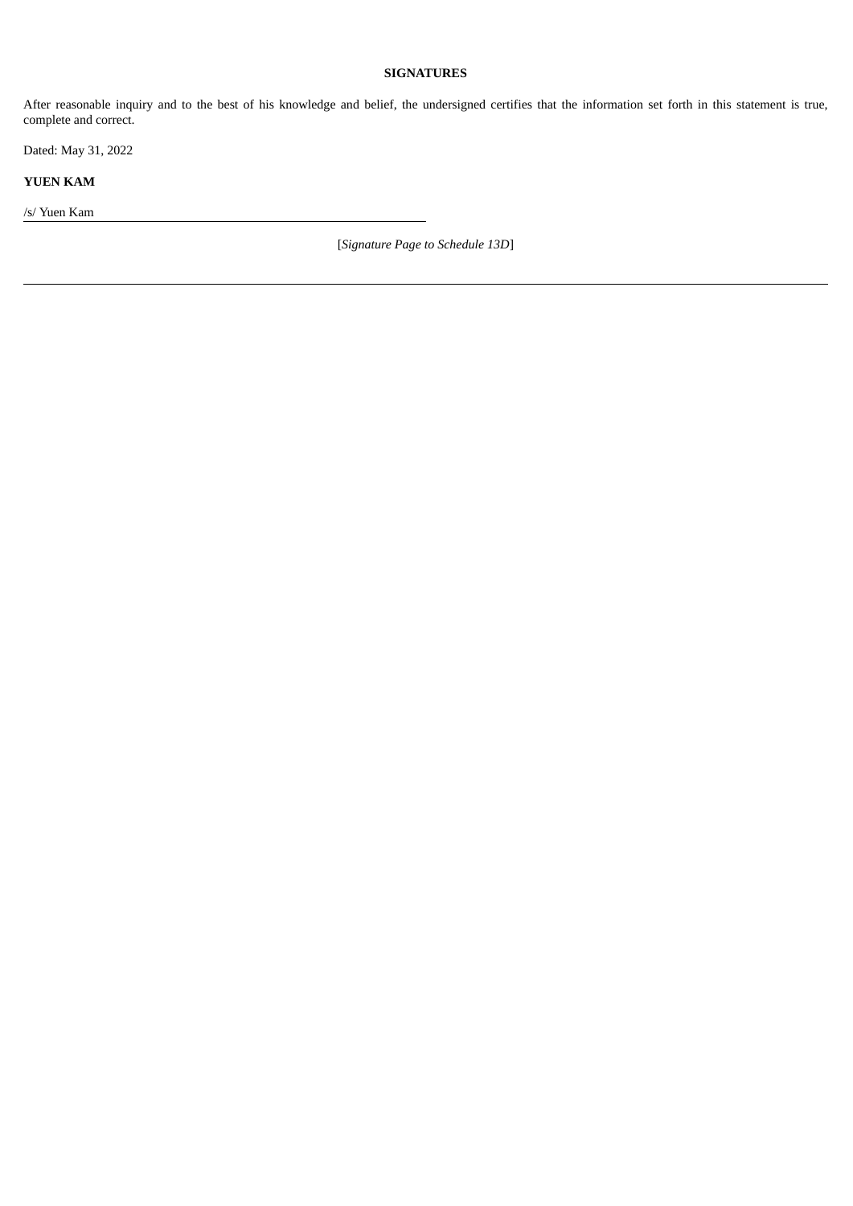**SIGNATURES**

After reasonable inquiry and to the best of his knowledge and belief, the undersigned certifies that the information set forth in this statement is true, complete and correct.

Dated: May 31, 2022

**YUEN KAM**

/s/ Yuen Kam

[*Signature Page to Schedule 13D*]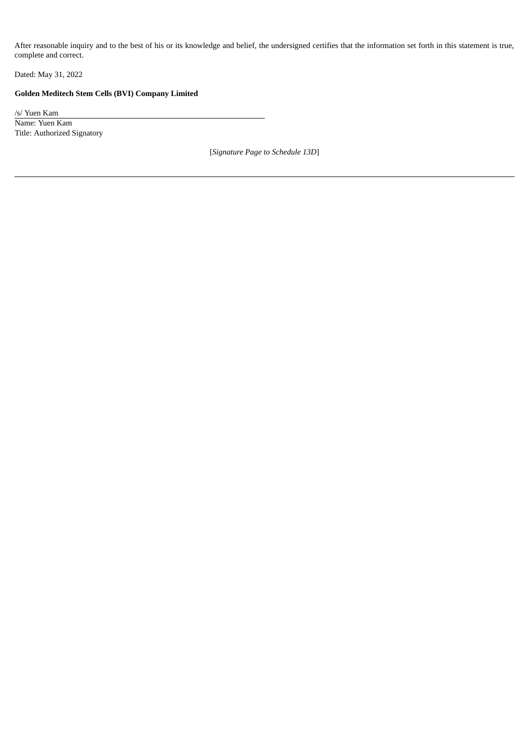After reasonable inquiry and to the best of his or its knowledge and belief, the undersigned certifies that the information set forth in this statement is true, complete and correct.

Dated: May 31, 2022

**Golden Meditech Stem Cells (BVI) Company Limited**

/s/ Yuen Kam

Name: Yuen Kam

Title: Authorized Signatory

[*Signature Page to Schedule 13D*]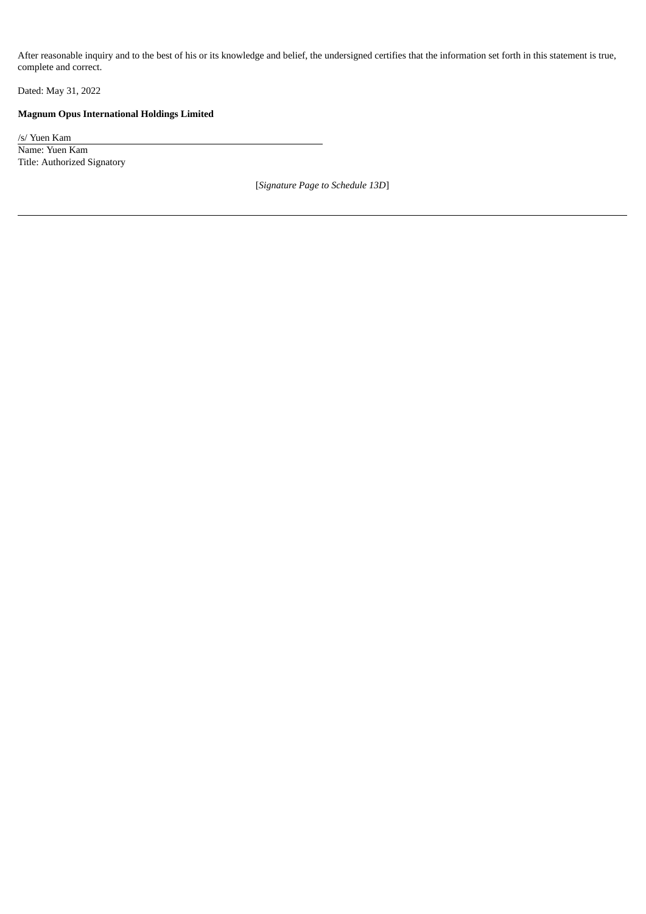After reasonable inquiry and to the best of his or its knowledge and belief, the undersigned certifies that the information set forth in this statement is true, complete and correct.

Dated: May 31, 2022

**Magnum Opus International Holdings Limited**

/s/ Yuen Kam

Name: Yuen Kam

Title: Authorized Signatory

[*Signature Page to Schedule 13D*]